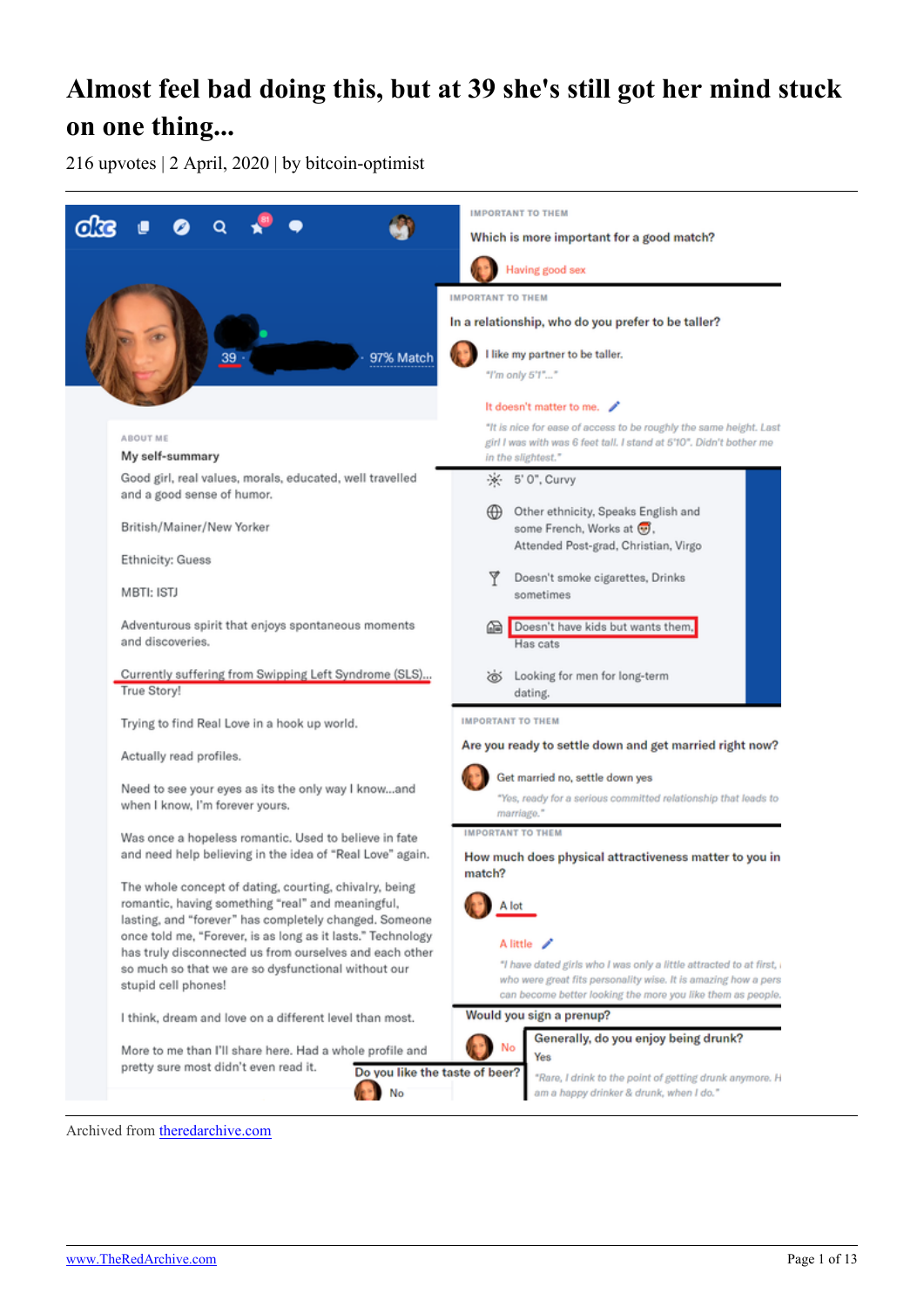# Almost feel bad doing this, but at 39 she's still got her mind stuck on one thing...

216 upvotes | 2 April, 2020 | by bitcoin-optimist

39 · 97% Match

ABOUT ME

**My self-summary**

Good girl, real values, morals, educated, well travelled and a good sense of humor.

British/Mainer/New Yorker

Ethnicity: Guess

MBTI: ISTJ

Adventurous spirit that enjoys spontaneous moments and discoveries.

Currently suffering from Swiping Left Syndrome (SLS)... True Story!

Trying to find Real Love in a hook up world.

Actually read profiles.

Need to see your eyes as its the only way I know...and when I know, I'm forever yours.

Was once a hopeless romantic. Used to believe in fate and need help believing in the idea of "Real Love" again.

The whole concept of dating, courting, chivalry, being romantic, having something "real" and meaningful, lasting, and "forever" has completely changed. Someone once told me, "Forever, is as long as it lasts." Technology has truly disconnected us from ourselves and each other so much so that we are so dysfunctional without our stupid cell phones!

I think, dream and love on a different level than most.

More to me than I'll share here. Had a whole profile and pretty sure most didn't even read it.

IMPORTANT TO THEM

**Which is more important for a good match?**

Having good sex

IMPORTANT TO THEM

**In a relationship, who do you prefer to be taller?**

I like my partner to be taller.

*"I'm only 5'1"..."*

It doesn't matter to me.

*"It is nice for ease of access to be roughly the same height. Last girl I was with was 6 feet tall. I stand at 5'10". Didn't bother me in the slightest."*

5' 0", Curvy

Other ethnicity, Speaks English and some French, Works at, Attended Post-grad, Christian, Virgo

Doesn't smoke cigarettes, Drinks sometimes

Doesn't have kids but wants them, Has cats

Looking for men for long-term dating.

IMPORTANT TO THEM

**Are you ready to settle down and get married right now?**

Get married no, settle down yes

*"Yes, ready for a serious committed relationship that leads to marriage."*

IMPORTANT TO THEM

**How much does physical attractiveness matter to you in match?**

A lot

A little

*"I have dated girls who I was only a little attracted to at first, who were great fits personality wise. It is amazing how a pers can become better looking the more you like them as people."*

**Would you sign a prenup?**

No

**Generally, do you enjoy being drunk?**

Yes

*"Rare, I drink to the point of getting drunk anymore. H am a happy drinker & drunk, when I do."*

**Do you like the taste of beer?**

No

Archived from [theredarchive.com](https://theredarchive.com)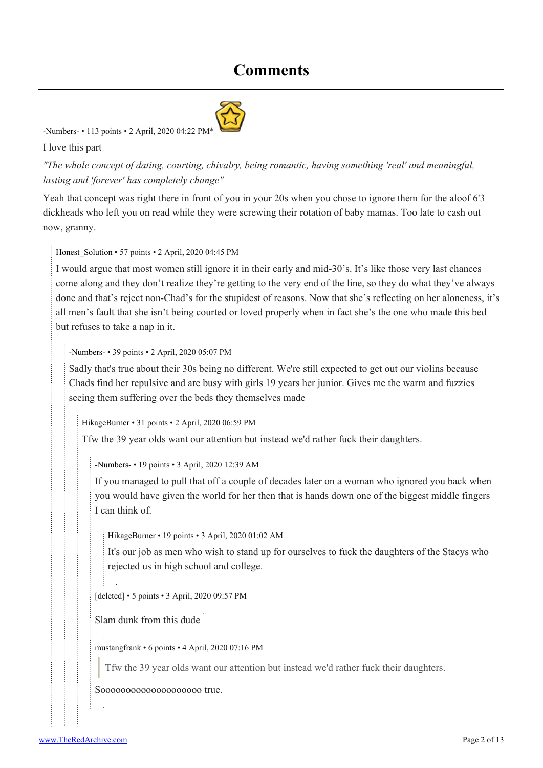# Comments

-Numbers- • 113 points • 2 April, 2020 04:22 PM*

I love this part

*"The whole concept of dating, courting, chivalry, being romantic, having something 'real' and meaningful, lasting and 'forever' has completely change"*

Yeah that concept was right there in front of you in your 20s when you chose to ignore them for the aloof 6'3 dickheads who left you on read while they were screwing their rotation of baby mamas. Too late to cash out now, granny.

> Honest_Solution • 57 points • 2 April, 2020 04:45 PM
>
> I would argue that most women still ignore it in their early and mid-30's. It's like those very last chances come along and they don't realize they're getting to the very end of the line, so they do what they've always done and that's reject non-Chad's for the stupidest of reasons. Now that she's reflecting on her aloneness, it's all men's fault that she isn't being courted or loved properly when in fact she's the one who made this bed but refuses to take a nap in it.
>
> > -Numbers- • 39 points • 2 April, 2020 05:07 PM
> >
> > Sadly that's true about their 30s being no different. We're still expected to get out our violins because Chads find her repulsive and are busy with girls 19 years her junior. Gives me the warm and fuzzies seeing them suffering over the beds they themselves made
> >
> > > HikageBurner • 31 points • 2 April, 2020 06:59 PM
> > >
> > > Tfw the 39 year olds want our attention but instead we'd rather fuck their daughters.
> > >
> > > > -Numbers- • 19 points • 3 April, 2020 12:39 AM
> > > >
> > > > If you managed to pull that off a couple of decades later on a woman who ignored you back when you would have given the world for her then that is hands down one of the biggest middle fingers I can think of.
> > > >
> > > > > HikageBurner • 19 points • 3 April, 2020 01:02 AM
> > > > >
> > > > > It's our job as men who wish to stand up for ourselves to fuck the daughters of the Stacys who rejected us in high school and college.
> > > >
> > > > [deleted] • 5 points • 3 April, 2020 09:57 PM
> > > >
> > > > Slam dunk from this dude
> > > >
> > > > mustangfrank • 6 points • 4 April, 2020 07:16 PM
> > > >
> > > > > Tfw the 39 year olds want our attention but instead we'd rather fuck their daughters.
> > > >
> > > > Sooooooooooooooooooooo true.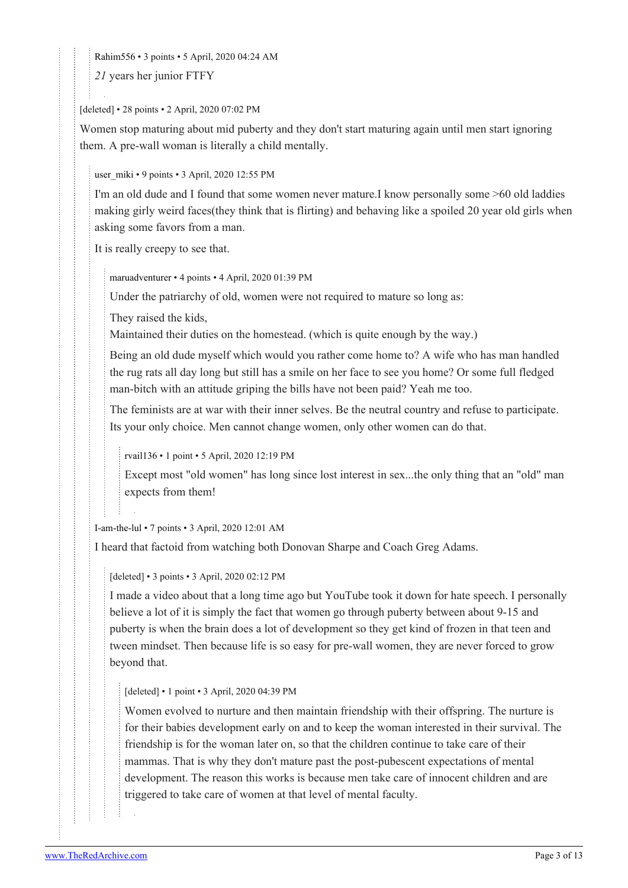Rahim556 • 3 points • 5 April, 2020 04:24 AM

*21* years her junior FTFY

[deleted] • 28 points • 2 April, 2020 07:02 PM

Women stop maturing about mid puberty and they don't start maturing again until men start ignoring them. A pre-wall woman is literally a child mentally.

user_miki • 9 points • 3 April, 2020 12:55 PM

I'm an old dude and I found that some women never mature.I know personally some >60 old laddies making girly weird faces(they think that is flirting) and behaving like a spoiled 20 year old girls when asking some favors from a man.

It is really creepy to see that.

maruadventurer • 4 points • 4 April, 2020 01:39 PM

Under the patriarchy of old, women were not required to mature so long as:

They raised the kids,
Maintained their duties on the homestead. (which is quite enough by the way.)

Being an old dude myself which would you rather come home to? A wife who has man handled the rug rats all day long but still has a smile on her face to see you home? Or some full fledged man-bitch with an attitude griping the bills have not been paid? Yeah me too.

The feminists are at war with their inner selves. Be the neutral country and refuse to participate. Its your only choice. Men cannot change women, only other women can do that.

rvail136 • 1 point • 5 April, 2020 12:19 PM

Except most "old women" has long since lost interest in sex...the only thing that an "old" man expects from them!

I-am-the-lul • 7 points • 3 April, 2020 12:01 AM

I heard that factoid from watching both Donovan Sharpe and Coach Greg Adams.

[deleted] • 3 points • 3 April, 2020 02:12 PM

I made a video about that a long time ago but YouTube took it down for hate speech. I personally believe a lot of it is simply the fact that women go through puberty between about 9-15 and puberty is when the brain does a lot of development so they get kind of frozen in that teen and tween mindset. Then because life is so easy for pre-wall women, they are never forced to grow beyond that.

[deleted] • 1 point • 3 April, 2020 04:39 PM

Women evolved to nurture and then maintain friendship with their offspring. The nurture is for their babies development early on and to keep the woman interested in their survival. The friendship is for the woman later on, so that the children continue to take care of their mammas. That is why they don't mature past the post-pubescent expectations of mental development. The reason this works is because men take care of innocent children and are triggered to take care of women at that level of mental faculty.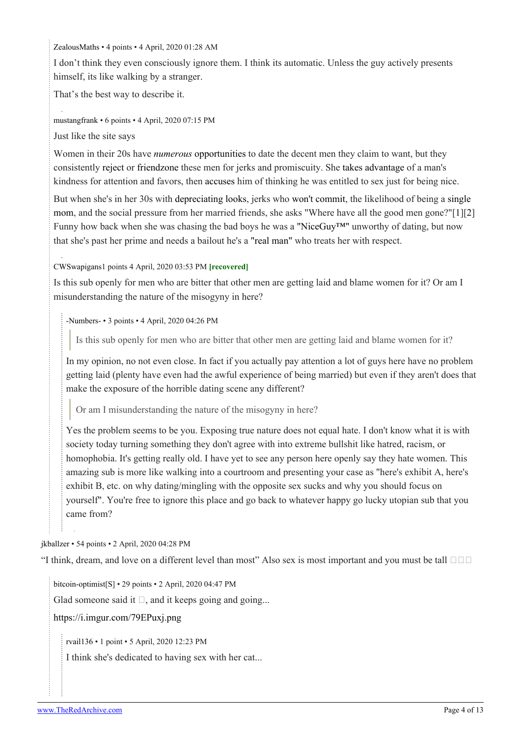ZealousMaths • 4 points • 4 April, 2020 01:28 AM

I don't think they even consciously ignore them. I think its automatic. Unless the guy actively presents himself, its like walking by a stranger.

That's the best way to describe it.

mustangfrank • 6 points • 4 April, 2020 07:15 PM

Just like the site says

Women in their 20s have *numerous* opportunities to date the decent men they claim to want, but they consistently reject or friendzone these men for jerks and promiscuity. She takes advantage of a man's kindness for attention and favors, then accuses him of thinking he was entitled to sex just for being nice.

But when she's in her 30s with depreciating looks, jerks who won't commit, the likelihood of being a single mom, and the social pressure from her married friends, she asks "Where have all the good men gone?"[1][2] Funny how back when she was chasing the bad boys he was a "NiceGuy™" unworthy of dating, but now that she's past her prime and needs a bailout he's a "real man" who treats her with respect.

CWSwapigans1 points 4 April, 2020 03:53 PM **[recovered]**

Is this sub openly for men who are bitter that other men are getting laid and blame women for it? Or am I misunderstanding the nature of the misogyny in here?

-Numbers- • 3 points • 4 April, 2020 04:26 PM

> Is this sub openly for men who are bitter that other men are getting laid and blame women for it?

In my opinion, no not even close. In fact if you actually pay attention a lot of guys here have no problem getting laid (plenty have even had the awful experience of being married) but even if they aren't does that make the exposure of the horrible dating scene any different?

> Or am I misunderstanding the nature of the misogyny in here?

Yes the problem seems to be you. Exposing true nature does not equal hate. I don't know what it is with society today turning something they don't agree with into extreme bullshit like hatred, racism, or homophobia. It's getting really old. I have yet to see any person here openly say they hate women. This amazing sub is more like walking into a courtroom and presenting your case as "here's exhibit A, here's exhibit B, etc. on why dating/mingling with the opposite sex sucks and why you should focus on yourself". You're free to ignore this place and go back to whatever happy go lucky utopian sub that you came from?

jkballzer • 54 points • 2 April, 2020 04:28 PM

"I think, dream, and love on a different level than most" Also sex is most important and you must be tall □□□

bitcoin-optimist[S] • 29 points • 2 April, 2020 04:47 PM

Glad someone said it □, and it keeps going and going...

https://i.imgur.com/79EPuxj.png

rvail136 • 1 point • 5 April, 2020 12:23 PM

I think she's dedicated to having sex with her cat...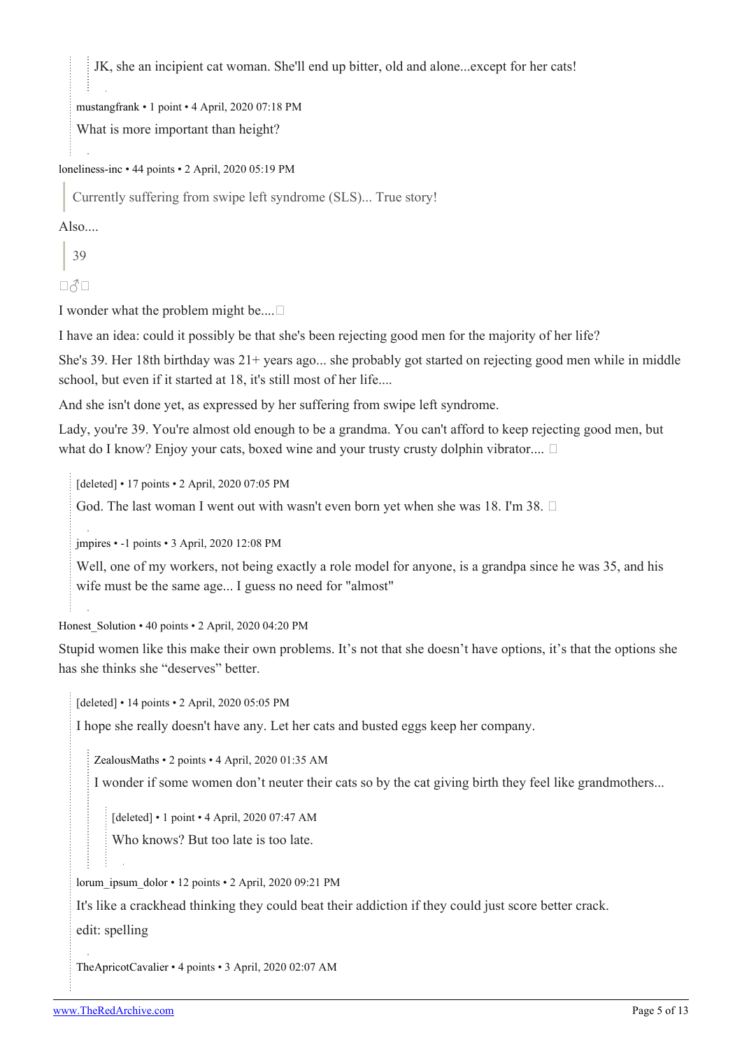> JK, she an incipient cat woman. She'll end up bitter, old and alone...except for her cats!

mustangfrank • 1 point • 4 April, 2020 07:18 PM

What is more important than height?

loneliness-inc • 44 points • 2 April, 2020 05:19 PM

> Currently suffering from swipe left syndrome (SLS)... True story!

Also....

> 39

🤷‍♂️

I wonder what the problem might be....🤔

I have an idea: could it possibly be that she's been rejecting good men for the majority of her life?

She's 39. Her 18th birthday was 21+ years ago... she probably got started on rejecting good men while in middle school, but even if it started at 18, it's still most of her life....

And she isn't done yet, as expressed by her suffering from swipe left syndrome.

Lady, you're 39. You're almost old enough to be a grandma. You can't afford to keep rejecting good men, but what do I know? Enjoy your cats, boxed wine and your trusty crusty dolphin vibrator.... 🤣

[deleted] • 17 points • 2 April, 2020 07:05 PM

God. The last woman I went out with wasn't even born yet when she was 18. I'm 38. 😂

jmpires • -1 points • 3 April, 2020 12:08 PM

Well, one of my workers, not being exactly a role model for anyone, is a grandpa since he was 35, and his wife must be the same age... I guess no need for "almost"

Honest_Solution • 40 points • 2 April, 2020 04:20 PM

Stupid women like this make their own problems. It's not that she doesn't have options, it's that the options she has she thinks she "deserves" better.

[deleted] • 14 points • 2 April, 2020 05:05 PM

I hope she really doesn't have any. Let her cats and busted eggs keep her company.

ZealousMaths • 2 points • 4 April, 2020 01:35 AM

I wonder if some women don't neuter their cats so by the cat giving birth they feel like grandmothers...

[deleted] • 1 point • 4 April, 2020 07:47 AM

Who knows? But too late is too late.

lorum_ipsum_dolor • 12 points • 2 April, 2020 09:21 PM

It's like a crackhead thinking they could beat their addiction if they could just score better crack.

edit: spelling

TheApricotCavalier • 4 points • 3 April, 2020 02:07 AM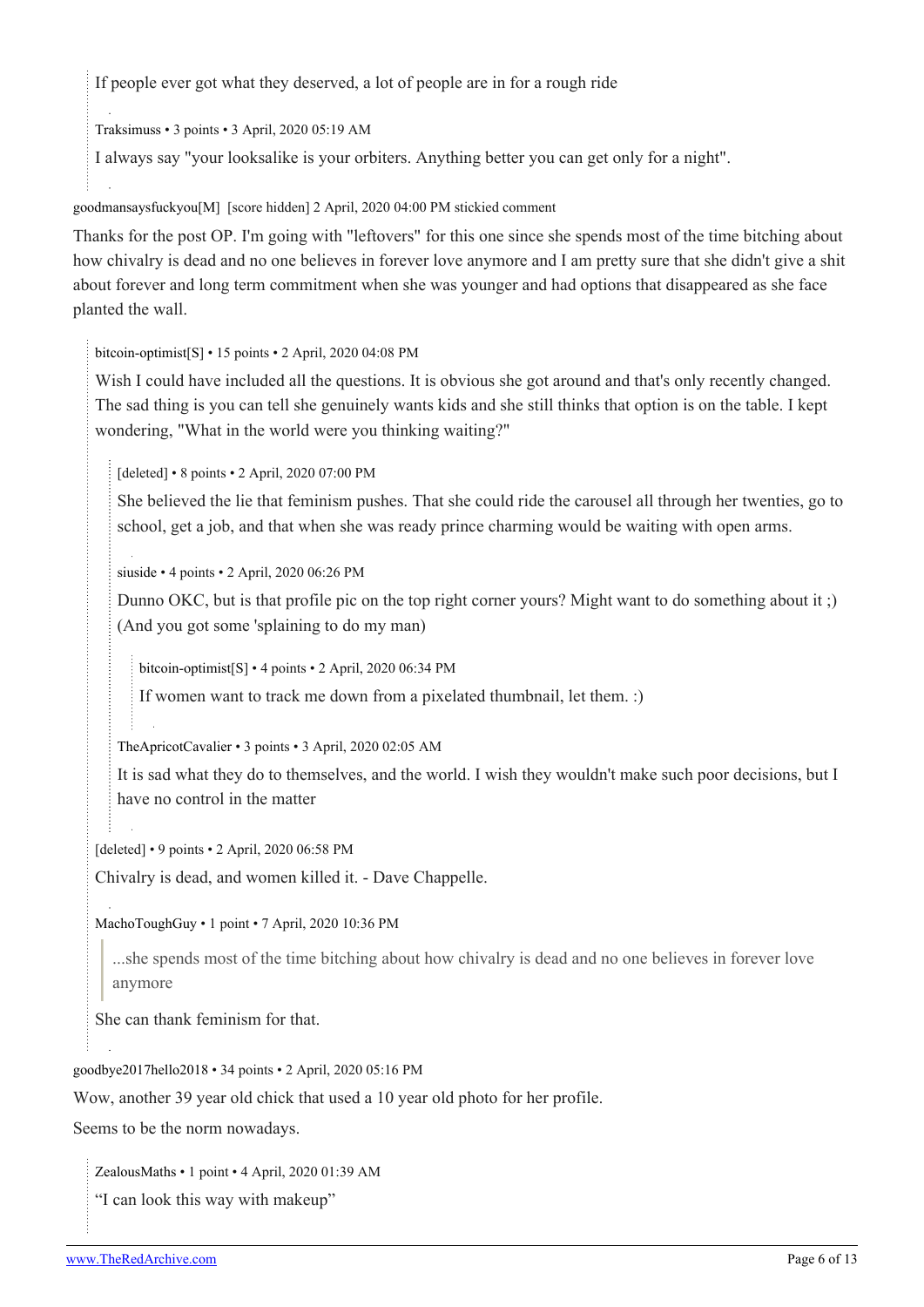If people ever got what they deserved, a lot of people are in for a rough ride

Traksimuss • 3 points • 3 April, 2020 05:19 AM

I always say "your looksalike is your orbiters. Anything better you can get only for a night".

goodmansaysfuckyou[M] [score hidden] 2 April, 2020 04:00 PM stickied comment

Thanks for the post OP. I'm going with "leftovers" for this one since she spends most of the time bitching about how chivalry is dead and no one believes in forever love anymore and I am pretty sure that she didn't give a shit about forever and long term commitment when she was younger and had options that disappeared as she face planted the wall.

bitcoin-optimist[S] • 15 points • 2 April, 2020 04:08 PM

Wish I could have included all the questions. It is obvious she got around and that's only recently changed. The sad thing is you can tell she genuinely wants kids and she still thinks that option is on the table. I kept wondering, "What in the world were you thinking waiting?"

[deleted] • 8 points • 2 April, 2020 07:00 PM

She believed the lie that feminism pushes. That she could ride the carousel all through her twenties, go to school, get a job, and that when she was ready prince charming would be waiting with open arms.

siuside • 4 points • 2 April, 2020 06:26 PM

Dunno OKC, but is that profile pic on the top right corner yours? Might want to do something about it ;) (And you got some 'splaining to do my man)

bitcoin-optimist[S] • 4 points • 2 April, 2020 06:34 PM

If women want to track me down from a pixelated thumbnail, let them. :)

TheApricotCavalier • 3 points • 3 April, 2020 02:05 AM

It is sad what they do to themselves, and the world. I wish they wouldn't make such poor decisions, but I have no control in the matter

[deleted] • 9 points • 2 April, 2020 06:58 PM

Chivalry is dead, and women killed it. - Dave Chappelle.

MachoToughGuy • 1 point • 7 April, 2020 10:36 PM

> ...she spends most of the time bitching about how chivalry is dead and no one believes in forever love anymore

She can thank feminism for that.

goodbye2017hello2018 • 34 points • 2 April, 2020 05:16 PM

Wow, another 39 year old chick that used a 10 year old photo for her profile.

Seems to be the norm nowadays.

ZealousMaths • 1 point • 4 April, 2020 01:39 AM

"I can look this way with makeup"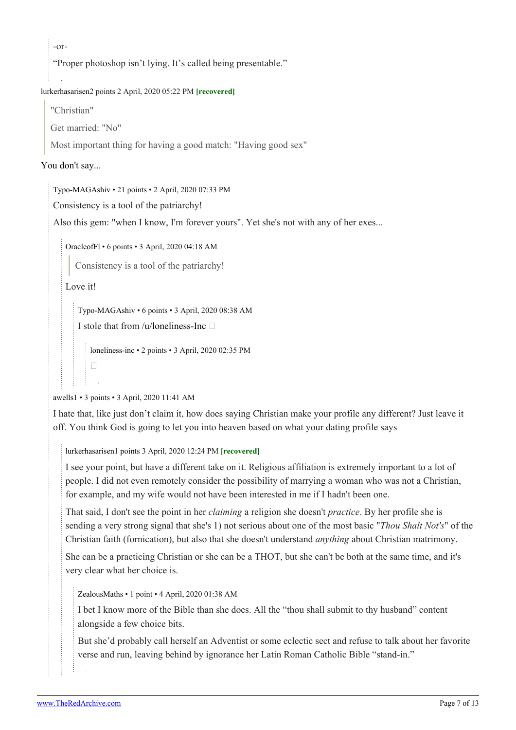-or-

“Proper photoshop isn’t lying. It’s called being presentable.”

lurkerhasarisen2 points 2 April, 2020 05:22 PM **[recovered]**

> "Christian"
>
> Get married: "No"
>
> Most important thing for having a good match: "Having good sex"

You don't say...

Typo-MAGAshiv • 21 points • 2 April, 2020 07:33 PM

Consistency is a tool of the patriarchy!

Also this gem: "when I know, I'm forever yours". Yet she's not with any of her exes...

OracleofFl • 6 points • 3 April, 2020 04:18 AM

> Consistency is a tool of the patriarchy!

Love it!

Typo-MAGAshiv • 6 points • 3 April, 2020 08:38 AM

I stole that from /u/loneliness-Inc

loneliness-inc • 2 points • 3 April, 2020 02:35 PM

awells1 • 3 points • 3 April, 2020 11:41 AM

I hate that, like just don’t claim it, how does saying Christian make your profile any different? Just leave it off. You think God is going to let you into heaven based on what your dating profile says

lurkerhasarisen1 points 3 April, 2020 12:24 PM **[recovered]**

I see your point, but have a different take on it. Religious affiliation is extremely important to a lot of people. I did not even remotely consider the possibility of marrying a woman who was not a Christian, for example, and my wife would not have been interested in me if I hadn't been one.

That said, I don't see the point in her *claiming* a religion she doesn't *practice*. By her profile she is sending a very strong signal that she's 1) not serious about one of the most basic "*Thou Shalt Not's*" of the Christian faith (fornication), but also that she doesn't understand *anything* about Christian matrimony.

She can be a practicing Christian or she can be a THOT, but she can't be both at the same time, and it's very clear what her choice is.

ZealousMaths • 1 point • 4 April, 2020 01:38 AM

I bet I know more of the Bible than she does. All the “thou shall submit to thy husband” content alongside a few choice bits.

But she’d probably call herself an Adventist or some eclectic sect and refuse to talk about her favorite verse and run, leaving behind by ignorance her Latin Roman Catholic Bible “stand-in.”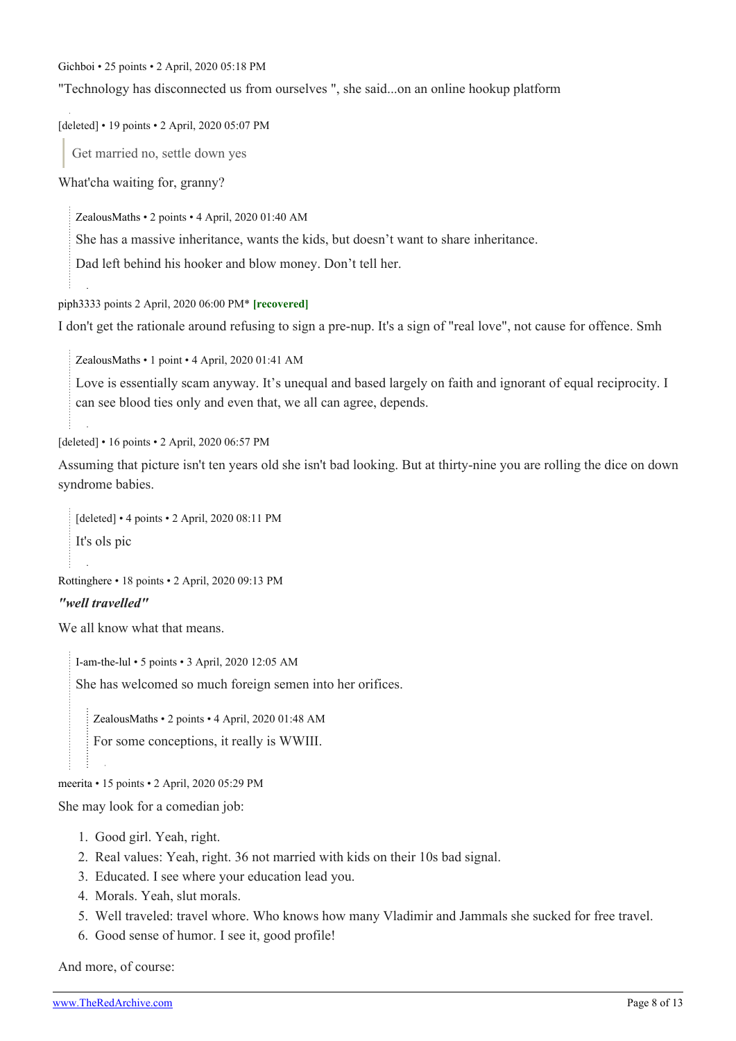Gichboi • 25 points • 2 April, 2020 05:18 PM

"Technology has disconnected us from ourselves ", she said...on an online hookup platform

[deleted] • 19 points • 2 April, 2020 05:07 PM

> Get married no, settle down yes

What'cha waiting for, granny?

> ZealousMaths • 2 points • 4 April, 2020 01:40 AM
>
> She has a massive inheritance, wants the kids, but doesn't want to share inheritance.
>
> Dad left behind his hooker and blow money. Don't tell her.

piph3333 points 2 April, 2020 06:00 PM* **[recovered]**

I don't get the rationale around refusing to sign a pre-nup. It's a sign of "real love", not cause for offence. Smh

> ZealousMaths • 1 point • 4 April, 2020 01:41 AM
>
> Love is essentially scam anyway. It's unequal and based largely on faith and ignorant of equal reciprocity. I can see blood ties only and even that, we all can agree, depends.

[deleted] • 16 points • 2 April, 2020 06:57 PM

Assuming that picture isn't ten years old she isn't bad looking. But at thirty-nine you are rolling the dice on down syndrome babies.

> [deleted] • 4 points • 2 April, 2020 08:11 PM
>
> It's ols pic

Rottinghere • 18 points • 2 April, 2020 09:13 PM

***"well travelled"***

We all know what that means.

> I-am-the-lul • 5 points • 3 April, 2020 12:05 AM
>
> She has welcomed so much foreign semen into her orifices.
>
> > ZealousMaths • 2 points • 4 April, 2020 01:48 AM
> >
> > For some conceptions, it really is WWIII.

meerita • 15 points • 2 April, 2020 05:29 PM

She may look for a comedian job:

1. Good girl. Yeah, right.
2. Real values: Yeah, right. 36 not married with kids on their 10s bad signal.
3. Educated. I see where your education lead you.
4. Morals. Yeah, slut morals.
5. Well traveled: travel whore. Who knows how many Vladimir and Jammals she sucked for free travel.
6. Good sense of humor. I see it, good profile!

And more, of course: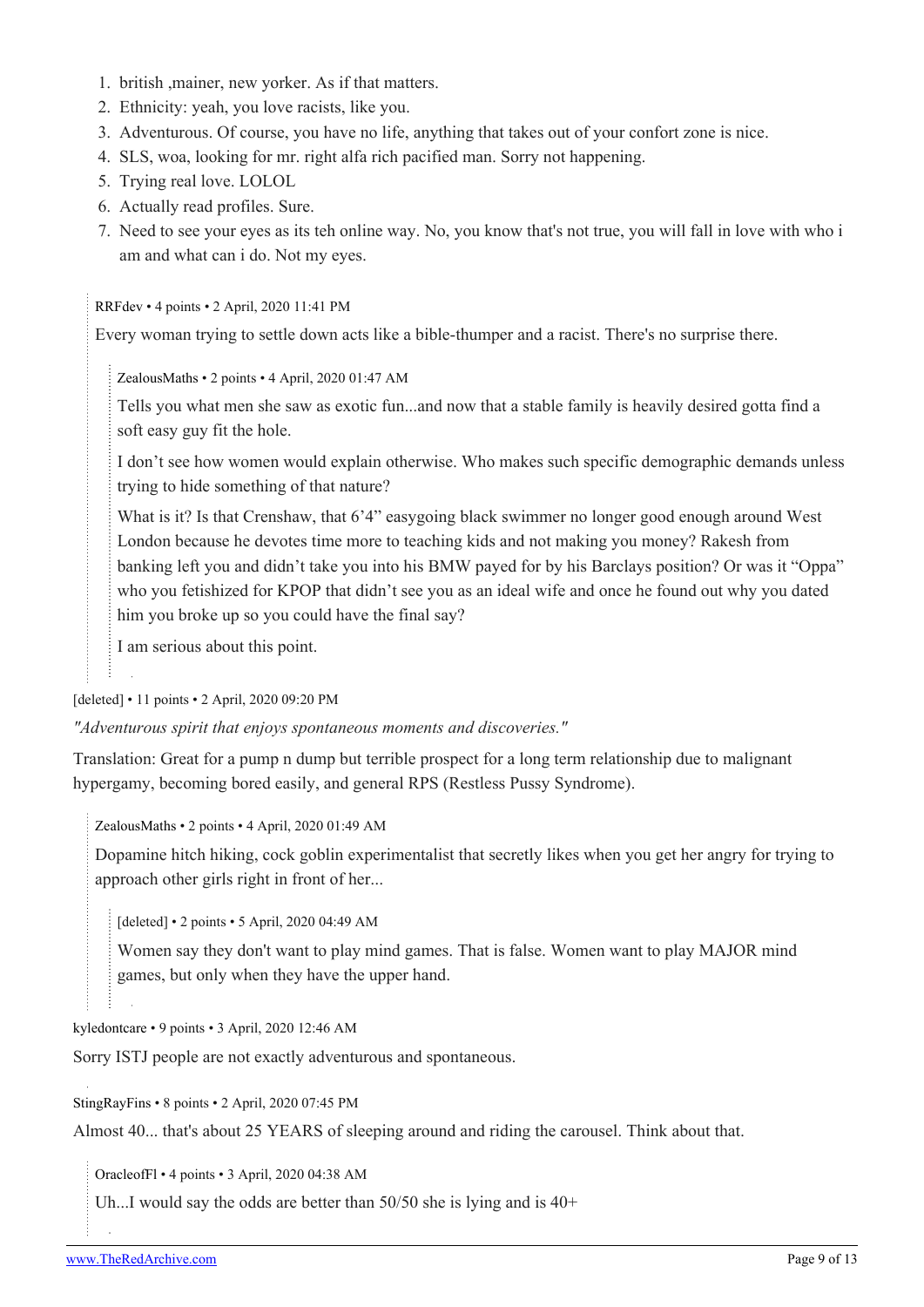1. british ,mainer, new yorker. As if that matters.
2. Ethnicity: yeah, you love racists, like you.
3. Adventurous. Of course, you have no life, anything that takes out of your confort zone is nice.
4. SLS, woa, looking for mr. right alfa rich pacified man. Sorry not happening.
5. Trying real love. LOLOL
6. Actually read profiles. Sure.
7. Need to see your eyes as its teh online way. No, you know that's not true, you will fall in love with who i am and what can i do. Not my eyes.

> RRFdev • 4 points • 2 April, 2020 11:41 PM
>
> Every woman trying to settle down acts like a bible-thumper and a racist. There's no surprise there.
>
> > ZealousMaths • 2 points • 4 April, 2020 01:47 AM
> >
> > Tells you what men she saw as exotic fun...and now that a stable family is heavily desired gotta find a soft easy guy fit the hole.
> >
> > I don't see how women would explain otherwise. Who makes such specific demographic demands unless trying to hide something of that nature?
> >
> > What is it? Is that Crenshaw, that 6'4" easygoing black swimmer no longer good enough around West London because he devotes time more to teaching kids and not making you money? Rakesh from banking left you and didn't take you into his BMW payed for by his Barclays position? Or was it "Oppa" who you fetishized for KPOP that didn't see you as an ideal wife and once he found out why you dated him you broke up so you could have the final say?
> >
> > I am serious about this point.

[deleted] • 11 points • 2 April, 2020 09:20 PM

*"Adventurous spirit that enjoys spontaneous moments and discoveries."*

Translation: Great for a pump n dump but terrible prospect for a long term relationship due to malignant hypergamy, becoming bored easily, and general RPS (Restless Pussy Syndrome).

> ZealousMaths • 2 points • 4 April, 2020 01:49 AM
>
> Dopamine hitch hiking, cock goblin experimentalist that secretly likes when you get her angry for trying to approach other girls right in front of her...
>
> > [deleted] • 2 points • 5 April, 2020 04:49 AM
> >
> > Women say they don't want to play mind games. That is false. Women want to play MAJOR mind games, but only when they have the upper hand.

kyledontcare • 9 points • 3 April, 2020 12:46 AM

Sorry ISTJ people are not exactly adventurous and spontaneous.

StingRayFins • 8 points • 2 April, 2020 07:45 PM

Almost 40... that's about 25 YEARS of sleeping around and riding the carousel. Think about that.

> OracleofFl • 4 points • 3 April, 2020 04:38 AM
>
> Uh...I would say the odds are better than 50/50 she is lying and is 40+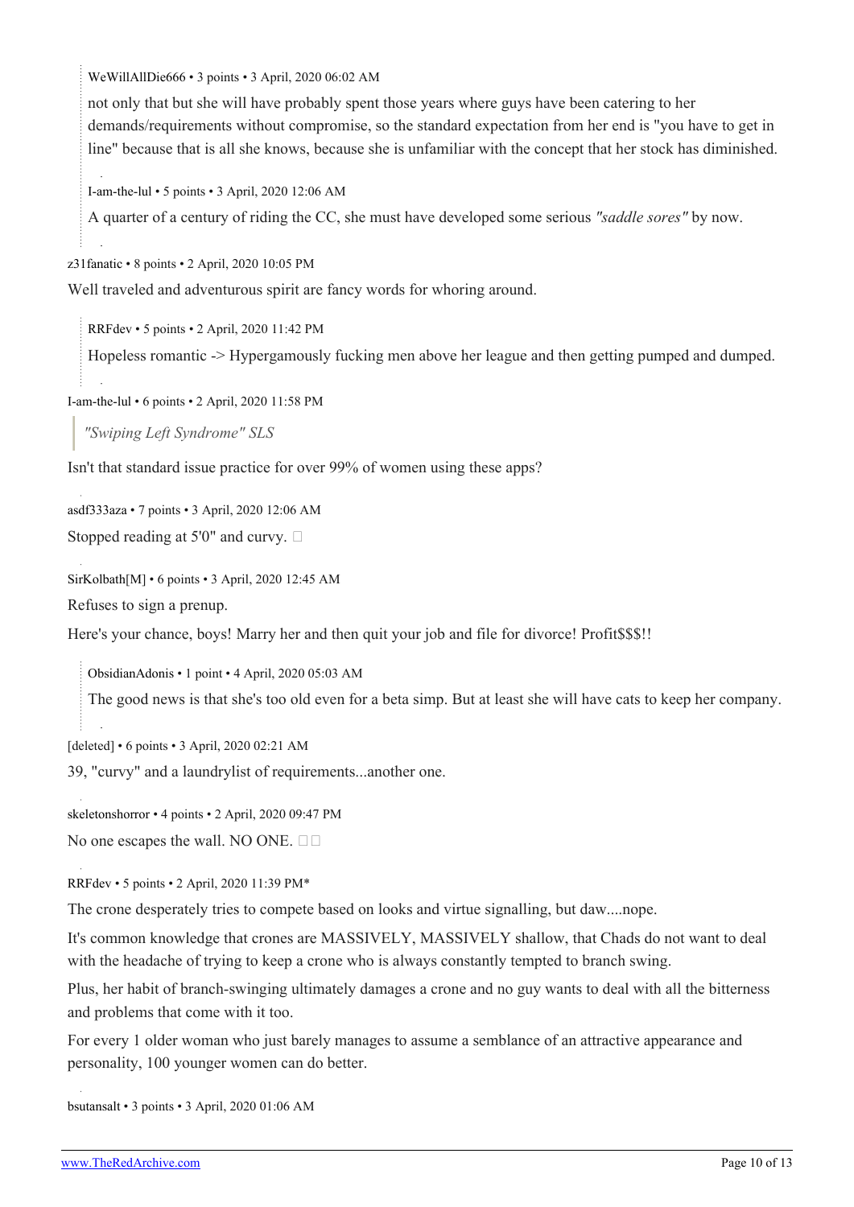> WeWillAllDie666 • 3 points • 3 April, 2020 06:02 AM
>
> not only that but she will have probably spent those years where guys have been catering to her demands/requirements without compromise, so the standard expectation from her end is "you have to get in line" because that is all she knows, because she is unfamiliar with the concept that her stock has diminished.

> I-am-the-lul • 5 points • 3 April, 2020 12:06 AM
>
> A quarter of a century of riding the CC, she must have developed some serious *"saddle sores"* by now.

z31fanatic • 8 points • 2 April, 2020 10:05 PM

Well traveled and adventurous spirit are fancy words for whoring around.

> RRFdev • 5 points • 2 April, 2020 11:42 PM
>
> Hopeless romantic -> Hypergamously fucking men above her league and then getting pumped and dumped.

I-am-the-lul • 6 points • 2 April, 2020 11:58 PM

> *"Swiping Left Syndrome" SLS*

Isn't that standard issue practice for over 99% of women using these apps?

asdf333aza • 7 points • 3 April, 2020 12:06 AM

Stopped reading at 5'0" and curvy. □

SirKolbath[M] • 6 points • 3 April, 2020 12:45 AM

Refuses to sign a prenup.

Here's your chance, boys! Marry her and then quit your job and file for divorce! Profit$$$!!

> ObsidianAdonis • 1 point • 4 April, 2020 05:03 AM
>
> The good news is that she's too old even for a beta simp. But at least she will have cats to keep her company.

[deleted] • 6 points • 3 April, 2020 02:21 AM

39, "curvy" and a laundrylist of requirements...another one.

skeletonshorror • 4 points • 2 April, 2020 09:47 PM

No one escapes the wall. NO ONE. □□

RRFdev • 5 points • 2 April, 2020 11:39 PM*

The crone desperately tries to compete based on looks and virtue signalling, but daw....nope.

It's common knowledge that crones are MASSIVELY, MASSIVELY shallow, that Chads do not want to deal with the headache of trying to keep a crone who is always constantly tempted to branch swing.

Plus, her habit of branch-swinging ultimately damages a crone and no guy wants to deal with all the bitterness and problems that come with it too.

For every 1 older woman who just barely manages to assume a semblance of an attractive appearance and personality, 100 younger women can do better.

bsutansalt • 3 points • 3 April, 2020 01:06 AM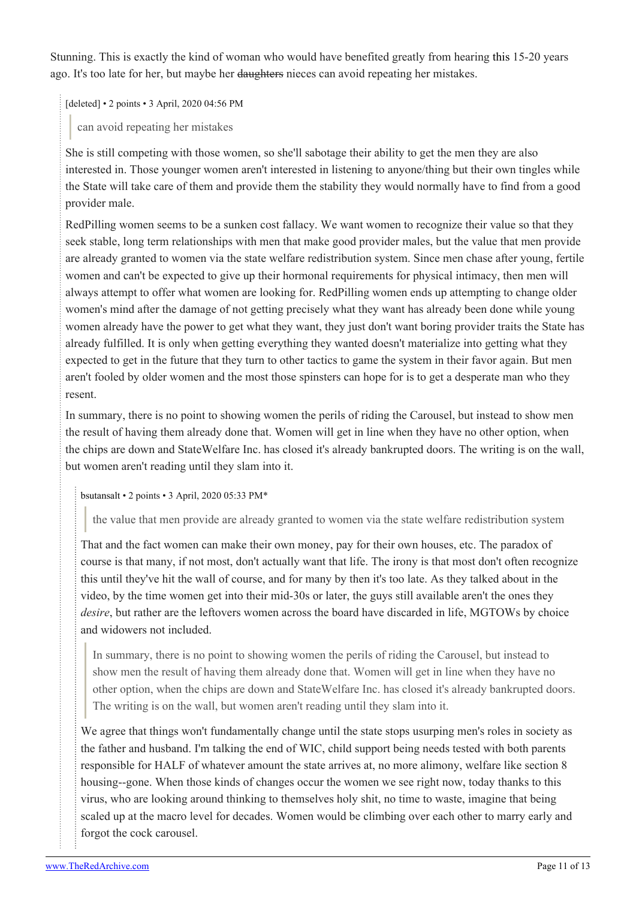Stunning. This is exactly the kind of woman who would have benefited greatly from hearing this 15-20 years ago. It's too late for her, but maybe her ~~daughters~~ nieces can avoid repeating her mistakes.

[deleted] • 2 points • 3 April, 2020 04:56 PM

> can avoid repeating her mistakes

She is still competing with those women, so she'll sabotage their ability to get the men they are also interested in. Those younger women aren't interested in listening to anyone/thing but their own tingles while the State will take care of them and provide them the stability they would normally have to find from a good provider male.

RedPilling women seems to be a sunken cost fallacy. We want women to recognize their value so that they seek stable, long term relationships with men that make good provider males, but the value that men provide are already granted to women via the state welfare redistribution system. Since men chase after young, fertile women and can't be expected to give up their hormonal requirements for physical intimacy, then men will always attempt to offer what women are looking for. RedPilling women ends up attempting to change older women's mind after the damage of not getting precisely what they want has already been done while young women already have the power to get what they want, they just don't want boring provider traits the State has already fulfilled. It is only when getting everything they wanted doesn't materialize into getting what they expected to get in the future that they turn to other tactics to game the system in their favor again. But men aren't fooled by older women and the most those spinsters can hope for is to get a desperate man who they resent.

In summary, there is no point to showing women the perils of riding the Carousel, but instead to show men the result of having them already done that. Women will get in line when they have no other option, when the chips are down and StateWelfare Inc. has closed it's already bankrupted doors. The writing is on the wall, but women aren't reading until they slam into it.

bsutansalt • 2 points • 3 April, 2020 05:33 PM*

> the value that men provide are already granted to women via the state welfare redistribution system

That and the fact women can make their own money, pay for their own houses, etc. The paradox of course is that many, if not most, don't actually want that life. The irony is that most don't often recognize this until they've hit the wall of course, and for many by then it's too late. As they talked about in the video, by the time women get into their mid-30s or later, the guys still available aren't the ones they *desire*, but rather are the leftovers women across the board have discarded in life, MGTOWs by choice and widowers not included.

> In summary, there is no point to showing women the perils of riding the Carousel, but instead to show men the result of having them already done that. Women will get in line when they have no other option, when the chips are down and StateWelfare Inc. has closed it's already bankrupted doors. The writing is on the wall, but women aren't reading until they slam into it.

We agree that things won't fundamentally change until the state stops usurping men's roles in society as the father and husband. I'm talking the end of WIC, child support being needs tested with both parents responsible for HALF of whatever amount the state arrives at, no more alimony, welfare like section 8 housing--gone. When those kinds of changes occur the women we see right now, today thanks to this virus, who are looking around thinking to themselves holy shit, no time to waste, imagine that being scaled up at the macro level for decades. Women would be climbing over each other to marry early and forgot the cock carousel.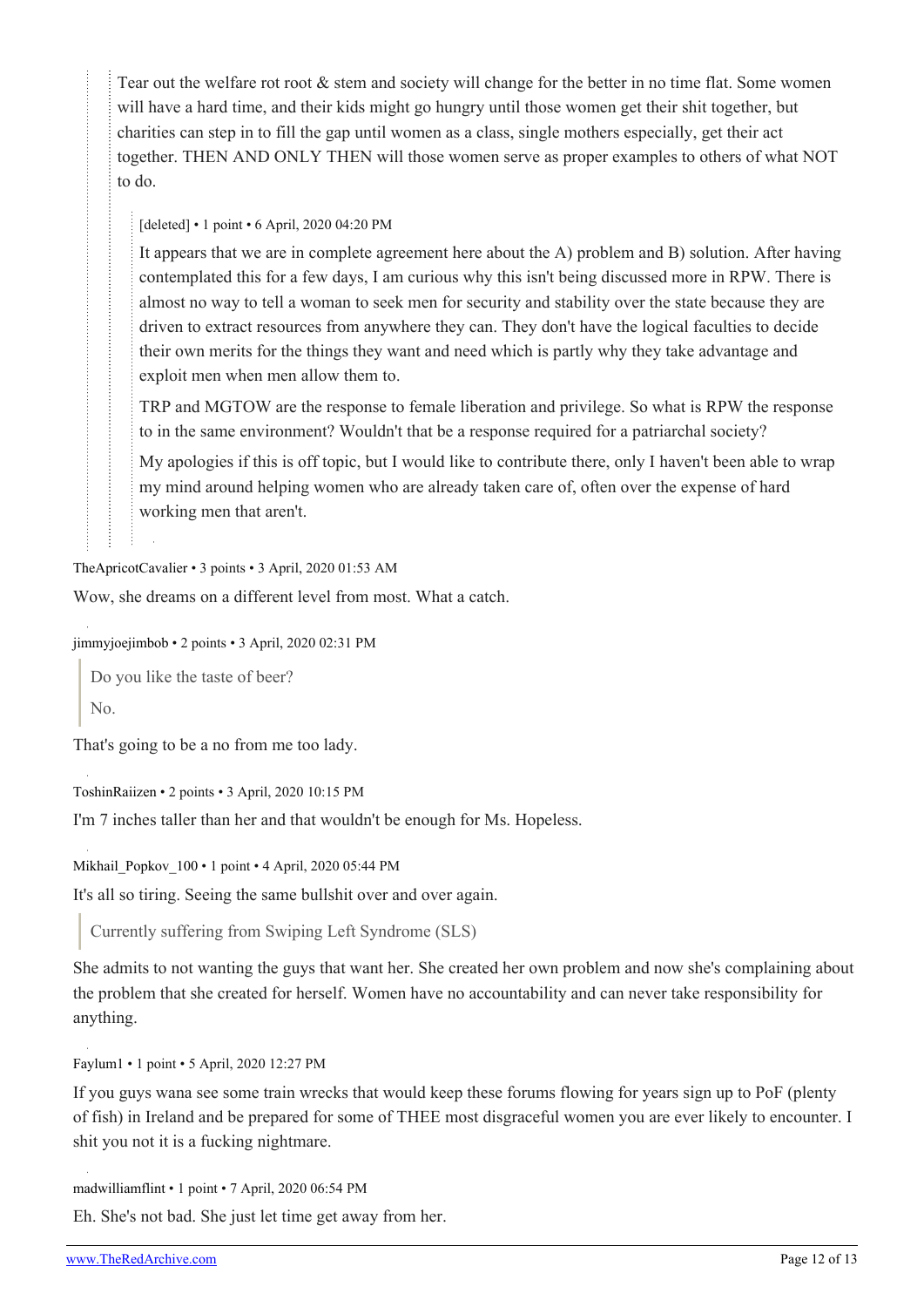> Tear out the welfare rot root & stem and society will change for the better in no time flat. Some women will have a hard time, and their kids might go hungry until those women get their shit together, but charities can step in to fill the gap until women as a class, single mothers especially, get their act together. THEN AND ONLY THEN will those women serve as proper examples to others of what NOT to do.
>
> > [deleted] • 1 point • 6 April, 2020 04:20 PM
> >
> > It appears that we are in complete agreement here about the A) problem and B) solution. After having contemplated this for a few days, I am curious why this isn't being discussed more in RPW. There is almost no way to tell a woman to seek men for security and stability over the state because they are driven to extract resources from anywhere they can. They don't have the logical faculties to decide their own merits for the things they want and need which is partly why they take advantage and exploit men when men allow them to.
> >
> > TRP and MGTOW are the response to female liberation and privilege. So what is RPW the response to in the same environment? Wouldn't that be a response required for a patriarchal society?
> >
> > My apologies if this is off topic, but I would like to contribute there, only I haven't been able to wrap my mind around helping women who are already taken care of, often over the expense of hard working men that aren't.

TheApricotCavalier • 3 points • 3 April, 2020 01:53 AM

Wow, she dreams on a different level from most. What a catch.

jimmyjoejimbob • 2 points • 3 April, 2020 02:31 PM

> Do you like the taste of beer?
>
> No.

That's going to be a no from me too lady.

ToshinRaiizen • 2 points • 3 April, 2020 10:15 PM

I'm 7 inches taller than her and that wouldn't be enough for Ms. Hopeless.

Mikhail_Popkov_100 • 1 point • 4 April, 2020 05:44 PM

It's all so tiring. Seeing the same bullshit over and over again.

> Currently suffering from Swiping Left Syndrome (SLS)

She admits to not wanting the guys that want her. She created her own problem and now she's complaining about the problem that she created for herself. Women have no accountability and can never take responsibility for anything.

Faylum1 • 1 point • 5 April, 2020 12:27 PM

If you guys wana see some train wrecks that would keep these forums flowing for years sign up to PoF (plenty of fish) in Ireland and be prepared for some of THEE most disgraceful women you are ever likely to encounter. I shit you not it is a fucking nightmare.

madwilliamflint • 1 point • 7 April, 2020 06:54 PM

Eh. She's not bad. She just let time get away from her.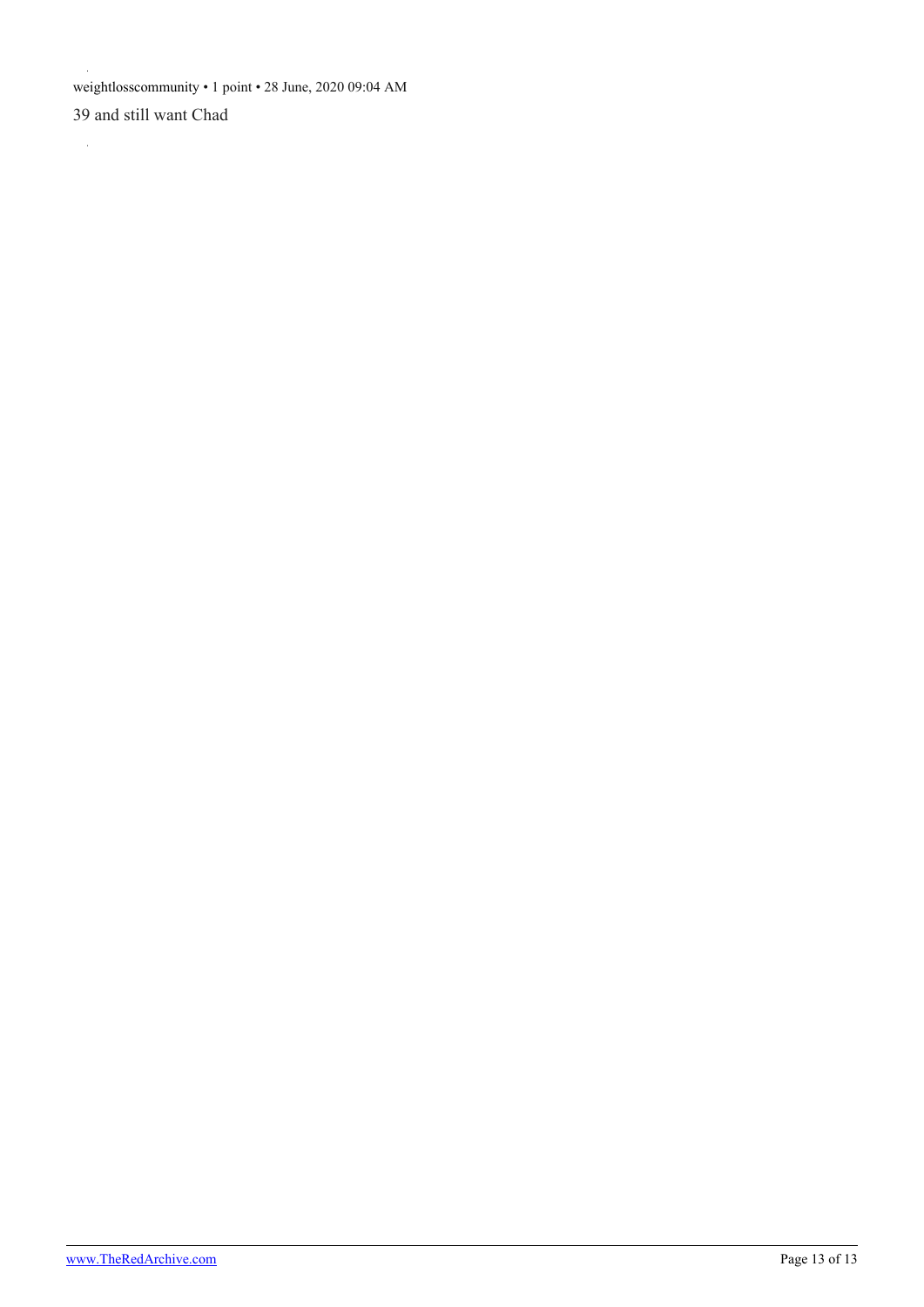weightlosscommunity • 1 point • 28 June, 2020 09:04 AM

39 and still want Chad